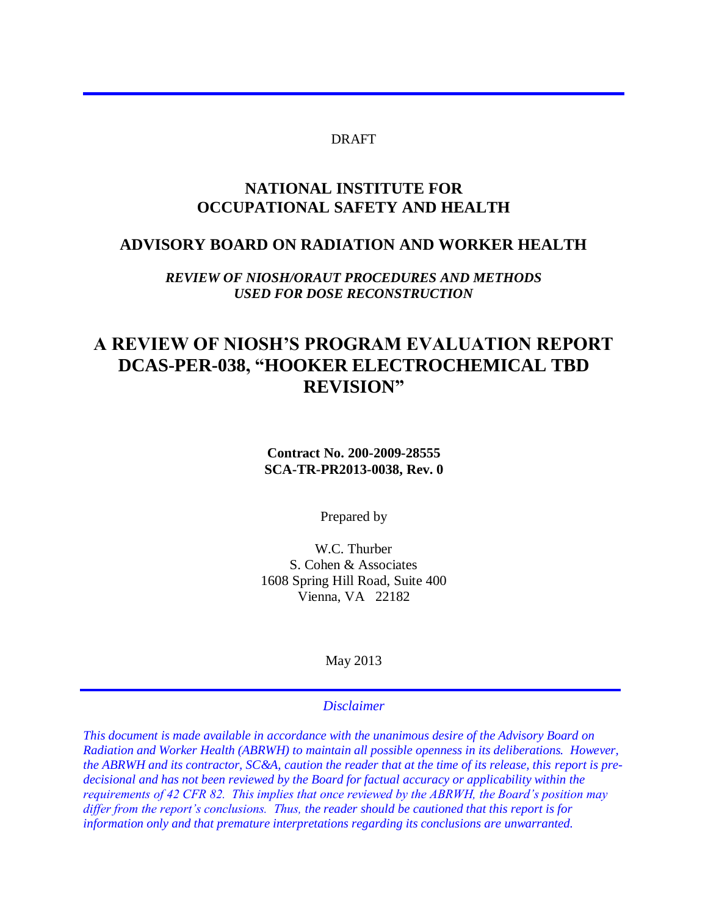DRAFT

# NATIONAL INSTITUTE FOR OCCUPATIONAL SAFETY AND HEALTH

## ADVISORY BOARD ON RADIATION AND WORKER HEALTH

***REVIEW OF NIOSH/ORAUT PROCEDURES AND METHODS USED FOR DOSE RECONSTRUCTION***

# A REVIEW OF NIOSH'S PROGRAM EVALUATION REPORT DCAS-PER-038, "HOOKER ELECTROCHEMICAL TBD REVISION"

**Contract No. 200-2009-28555**
**SCA-TR-PR2013-0038, Rev. 0**

Prepared by

W.C. Thurber
S. Cohen & Associates
1608 Spring Hill Road, Suite 400
Vienna, VA 22182

May 2013

*Disclaimer*

*This document is made available in accordance with the unanimous desire of the Advisory Board on Radiation and Worker Health (ABRWH) to maintain all possible openness in its deliberations. However, the ABRWH and its contractor, SC&A, caution the reader that at the time of its release, this report is pre-decisional and has not been reviewed by the Board for factual accuracy or applicability within the requirements of 42 CFR 82. This implies that once reviewed by the ABRWH, the Board's position may differ from the report's conclusions. Thus, the reader should be cautioned that this report is for information only and that premature interpretations regarding its conclusions are unwarranted.*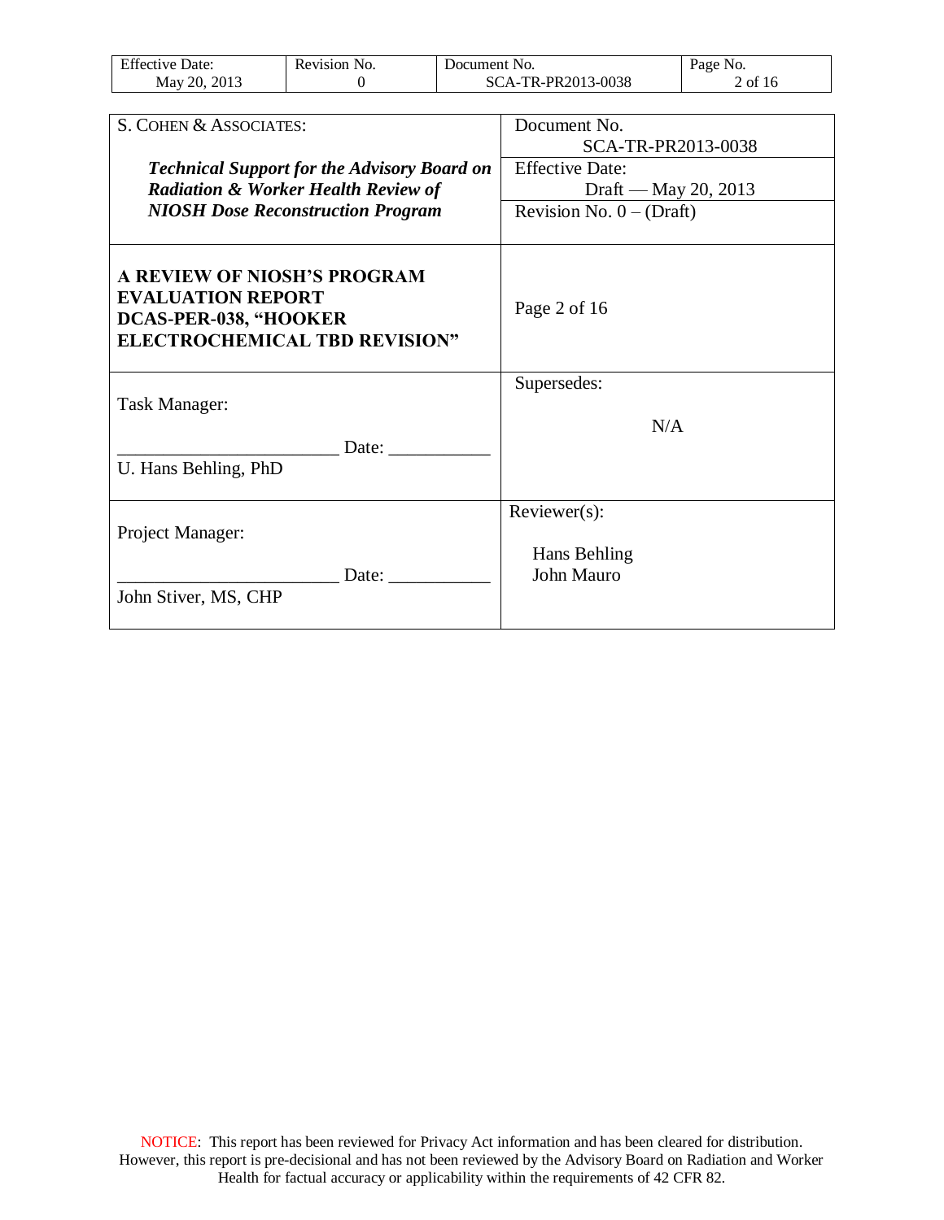| S. COHEN & ASSOCIATES: | Document No. SCA-TR-PR2013-0038 |
|---|---|
| ***Technical Support for the Advisory Board on Radiation & Worker Health Review of NIOSH Dose Reconstruction Program*** | Effective Date: Draft — May 20, 2013 |
| | Revision No. 0 – (Draft) |
| **A REVIEW OF NIOSH'S PROGRAM EVALUATION REPORT DCAS-PER-038, "HOOKER ELECTROCHEMICAL TBD REVISION"** | Page 2 of 16 |
| Task Manager: ________________________ Date: ___________ U. Hans Behling, PhD | Supersedes: N/A |
| Project Manager: ________________________ Date: ___________ John Stiver, MS, CHP | Reviewer(s): Hans Behling, John Mauro |

NOTICE: This report has been reviewed for Privacy Act information and has been cleared for distribution. However, this report is pre-decisional and has not been reviewed by the Advisory Board on Radiation and Worker Health for factual accuracy or applicability within the requirements of 42 CFR 82.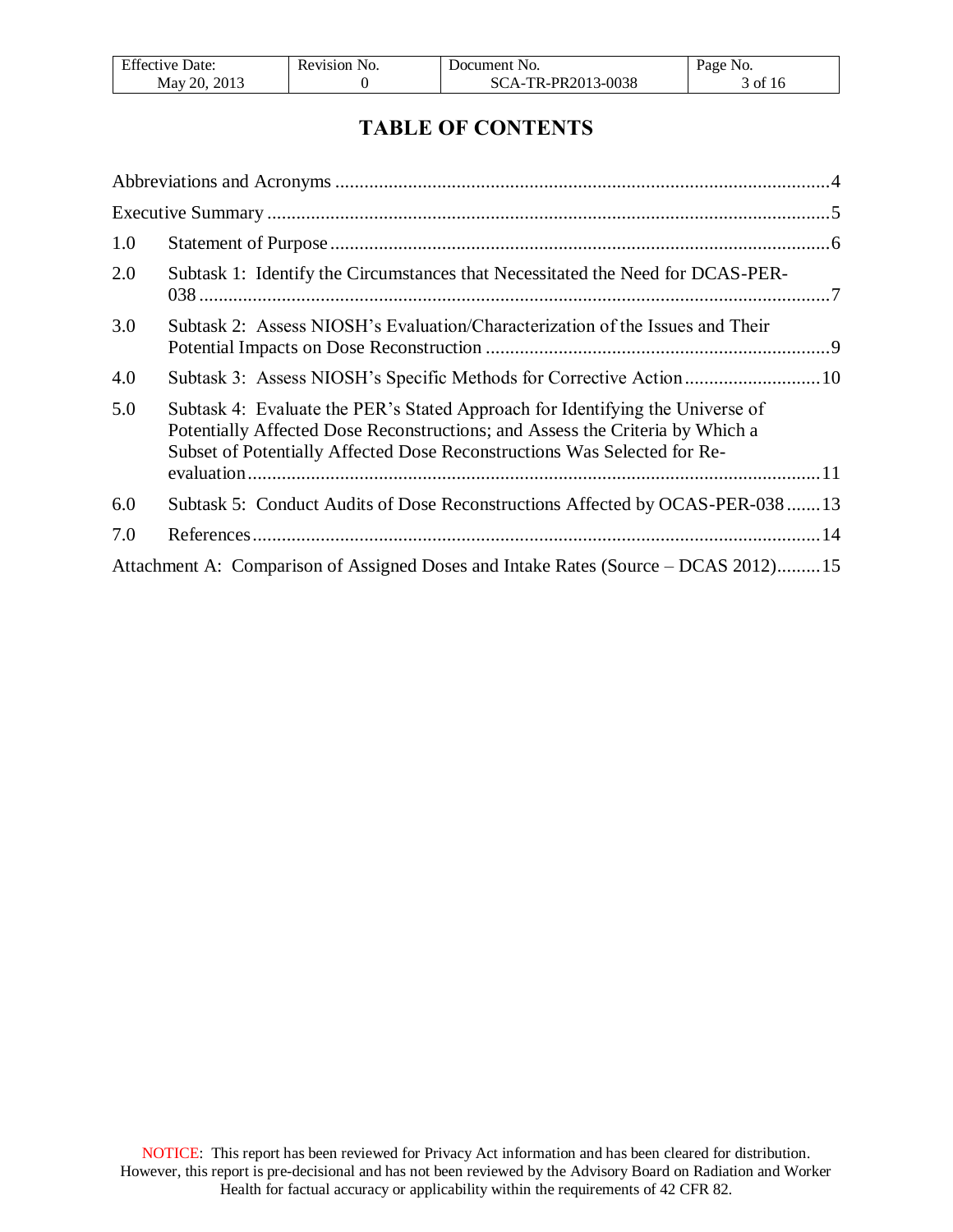# TABLE OF CONTENTS

Abbreviations and Acronyms ........................................................................................................4

Executive Summary .......................................................................................................................5

1.0 Statement of Purpose ..............................................................................................................6

2.0 Subtask 1: Identify the Circumstances that Necessitated the Need for DCAS-PER-038 ..........................................................................................................................................7

3.0 Subtask 2: Assess NIOSH's Evaluation/Characterization of the Issues and Their Potential Impacts on Dose Reconstruction .......................................................................9

4.0 Subtask 3: Assess NIOSH's Specific Methods for Corrective Action ............................10

5.0 Subtask 4: Evaluate the PER's Stated Approach for Identifying the Universe of Potentially Affected Dose Reconstructions; and Assess the Criteria by Which a Subset of Potentially Affected Dose Reconstructions Was Selected for Re-evaluation ...................................................................................................................................11

6.0 Subtask 5: Conduct Audits of Dose Reconstructions Affected by OCAS-PER-038 .......13

7.0 References .............................................................................................................................14

Attachment A: Comparison of Assigned Doses and Intake Rates (Source – DCAS 2012).........15

NOTICE: This report has been reviewed for Privacy Act information and has been cleared for distribution. However, this report is pre-decisional and has not been reviewed by the Advisory Board on Radiation and Worker Health for factual accuracy or applicability within the requirements of 42 CFR 82.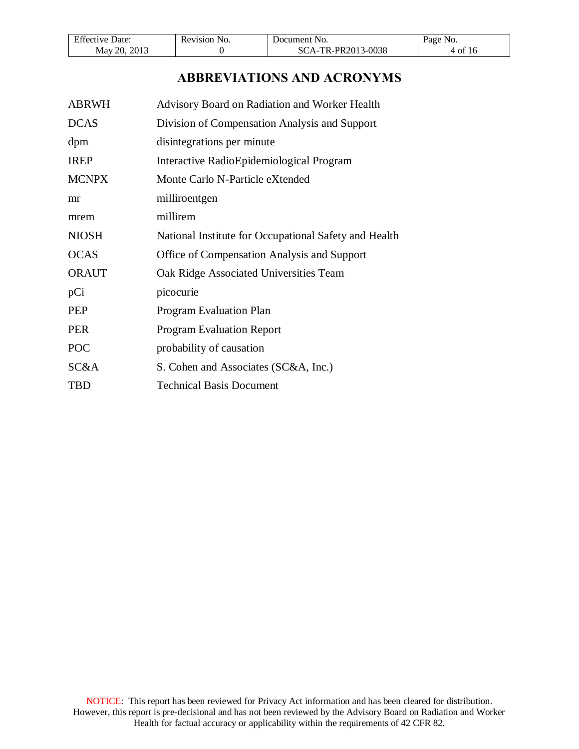# ABBREVIATIONS AND ACRONYMS

| | |
|---|---|
| ABRWH | Advisory Board on Radiation and Worker Health |
| DCAS | Division of Compensation Analysis and Support |
| dpm | disintegrations per minute |
| IREP | Interactive RadioEpidemiological Program |
| MCNPX | Monte Carlo N-Particle eXtended |
| mr | milliroentgen |
| mrem | millirem |
| NIOSH | National Institute for Occupational Safety and Health |
| OCAS | Office of Compensation Analysis and Support |
| ORAUT | Oak Ridge Associated Universities Team |
| pCi | picocurie |
| PEP | Program Evaluation Plan |
| PER | Program Evaluation Report |
| POC | probability of causation |
| SC&A | S. Cohen and Associates (SC&A, Inc.) |
| TBD | Technical Basis Document |

NOTICE: This report has been reviewed for Privacy Act information and has been cleared for distribution. However, this report is pre-decisional and has not been reviewed by the Advisory Board on Radiation and Worker Health for factual accuracy or applicability within the requirements of 42 CFR 82.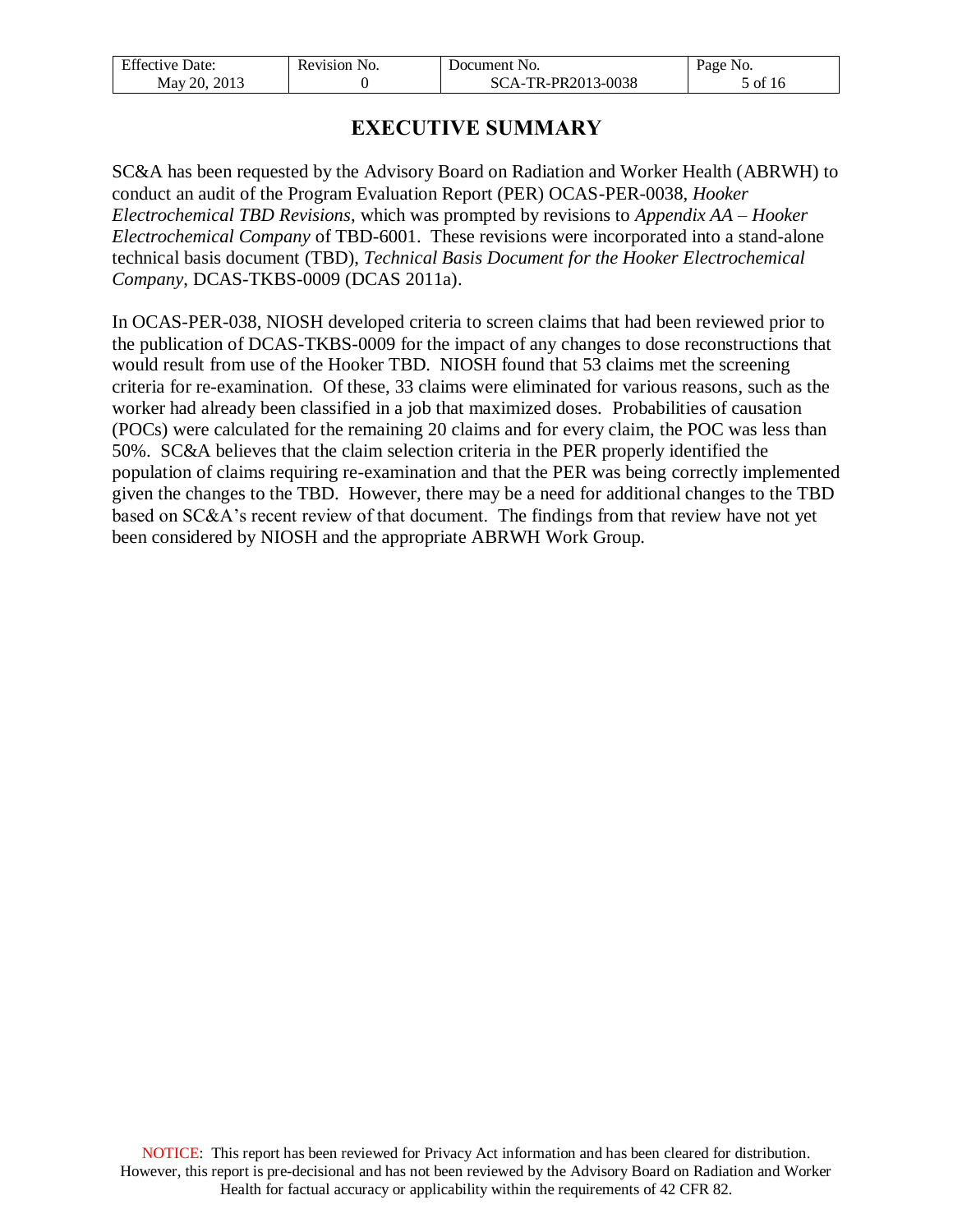# EXECUTIVE SUMMARY

SC&A has been requested by the Advisory Board on Radiation and Worker Health (ABRWH) to conduct an audit of the Program Evaluation Report (PER) OCAS-PER-0038, *Hooker Electrochemical TBD Revisions*, which was prompted by revisions to *Appendix AA – Hooker Electrochemical Company* of TBD-6001. These revisions were incorporated into a stand-alone technical basis document (TBD), *Technical Basis Document for the Hooker Electrochemical Company*, DCAS-TKBS-0009 (DCAS 2011a).

In OCAS-PER-038, NIOSH developed criteria to screen claims that had been reviewed prior to the publication of DCAS-TKBS-0009 for the impact of any changes to dose reconstructions that would result from use of the Hooker TBD. NIOSH found that 53 claims met the screening criteria for re-examination. Of these, 33 claims were eliminated for various reasons, such as the worker had already been classified in a job that maximized doses. Probabilities of causation (POCs) were calculated for the remaining 20 claims and for every claim, the POC was less than 50%. SC&A believes that the claim selection criteria in the PER properly identified the population of claims requiring re-examination and that the PER was being correctly implemented given the changes to the TBD. However, there may be a need for additional changes to the TBD based on SC&A's recent review of that document. The findings from that review have not yet been considered by NIOSH and the appropriate ABRWH Work Group.

NOTICE: This report has been reviewed for Privacy Act information and has been cleared for distribution. However, this report is pre-decisional and has not been reviewed by the Advisory Board on Radiation and Worker Health for factual accuracy or applicability within the requirements of 42 CFR 82.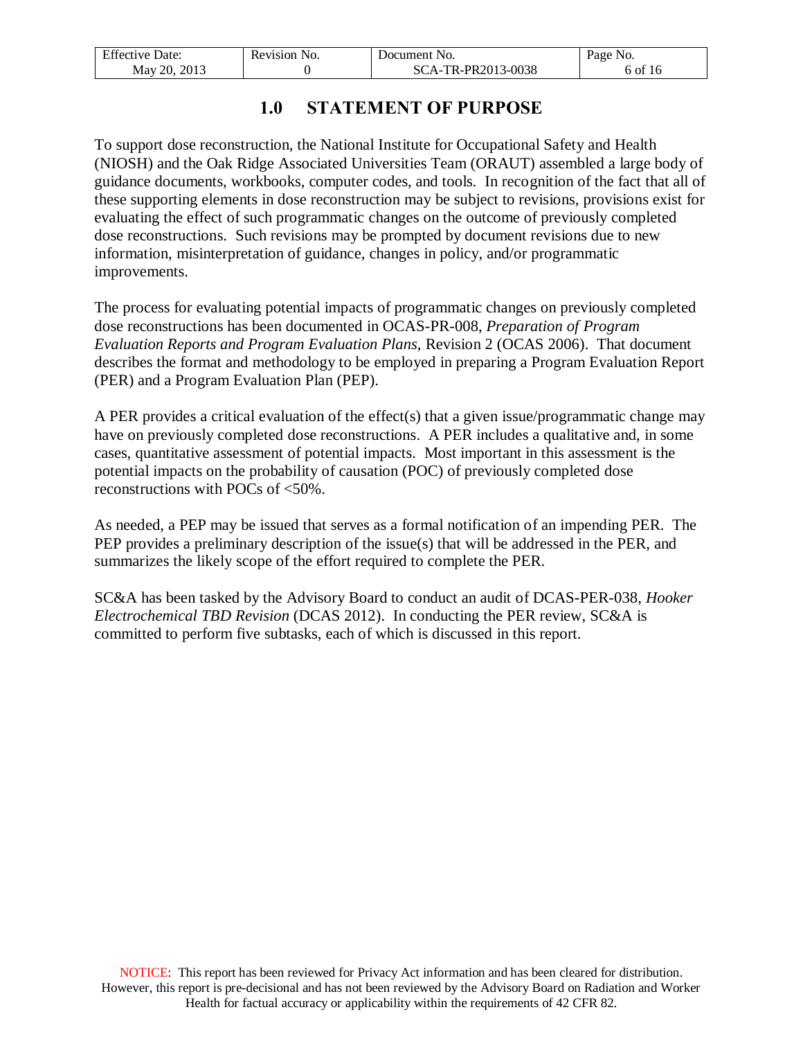# 1.0 STATEMENT OF PURPOSE

To support dose reconstruction, the National Institute for Occupational Safety and Health (NIOSH) and the Oak Ridge Associated Universities Team (ORAUT) assembled a large body of guidance documents, workbooks, computer codes, and tools. In recognition of the fact that all of these supporting elements in dose reconstruction may be subject to revisions, provisions exist for evaluating the effect of such programmatic changes on the outcome of previously completed dose reconstructions. Such revisions may be prompted by document revisions due to new information, misinterpretation of guidance, changes in policy, and/or programmatic improvements.

The process for evaluating potential impacts of programmatic changes on previously completed dose reconstructions has been documented in OCAS-PR-008, *Preparation of Program Evaluation Reports and Program Evaluation Plans*, Revision 2 (OCAS 2006). That document describes the format and methodology to be employed in preparing a Program Evaluation Report (PER) and a Program Evaluation Plan (PEP).

A PER provides a critical evaluation of the effect(s) that a given issue/programmatic change may have on previously completed dose reconstructions. A PER includes a qualitative and, in some cases, quantitative assessment of potential impacts. Most important in this assessment is the potential impacts on the probability of causation (POC) of previously completed dose reconstructions with POCs of <50%.

As needed, a PEP may be issued that serves as a formal notification of an impending PER. The PEP provides a preliminary description of the issue(s) that will be addressed in the PER, and summarizes the likely scope of the effort required to complete the PER.

SC&A has been tasked by the Advisory Board to conduct an audit of DCAS-PER-038, *Hooker Electrochemical TBD Revision* (DCAS 2012). In conducting the PER review, SC&A is committed to perform five subtasks, each of which is discussed in this report.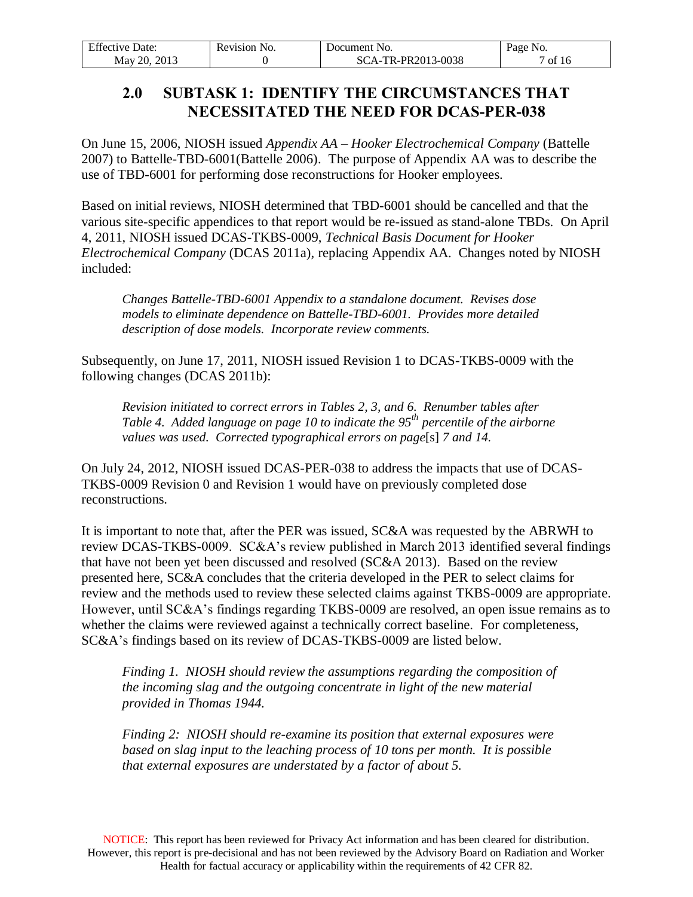## 2.0 SUBTASK 1: IDENTIFY THE CIRCUMSTANCES THAT NECESSITATED THE NEED FOR DCAS-PER-038

On June 15, 2006, NIOSH issued *Appendix AA – Hooker Electrochemical Company* (Battelle 2007) to Battelle-TBD-6001(Battelle 2006). The purpose of Appendix AA was to describe the use of TBD-6001 for performing dose reconstructions for Hooker employees.

Based on initial reviews, NIOSH determined that TBD-6001 should be cancelled and that the various site-specific appendices to that report would be re-issued as stand-alone TBDs. On April 4, 2011, NIOSH issued DCAS-TKBS-0009, *Technical Basis Document for Hooker Electrochemical Company* (DCAS 2011a), replacing Appendix AA. Changes noted by NIOSH included:

> *Changes Battelle-TBD-6001 Appendix to a standalone document. Revises dose models to eliminate dependence on Battelle-TBD-6001. Provides more detailed description of dose models. Incorporate review comments.*

Subsequently, on June 17, 2011, NIOSH issued Revision 1 to DCAS-TKBS-0009 with the following changes (DCAS 2011b):

> *Revision initiated to correct errors in Tables 2, 3, and 6. Renumber tables after Table 4. Added language on page 10 to indicate the 95$^{th}$ percentile of the airborne values was used. Corrected typographical errors on page*[s] *7 and 14.*

On July 24, 2012, NIOSH issued DCAS-PER-038 to address the impacts that use of DCAS-TKBS-0009 Revision 0 and Revision 1 would have on previously completed dose reconstructions.

It is important to note that, after the PER was issued, SC&A was requested by the ABRWH to review DCAS-TKBS-0009. SC&A's review published in March 2013 identified several findings that have not been yet been discussed and resolved (SC&A 2013). Based on the review presented here, SC&A concludes that the criteria developed in the PER to select claims for review and the methods used to review these selected claims against TKBS-0009 are appropriate. However, until SC&A's findings regarding TKBS-0009 are resolved, an open issue remains as to whether the claims were reviewed against a technically correct baseline. For completeness, SC&A's findings based on its review of DCAS-TKBS-0009 are listed below.

> *Finding 1. NIOSH should review the assumptions regarding the composition of the incoming slag and the outgoing concentrate in light of the new material provided in Thomas 1944.*

> *Finding 2: NIOSH should re-examine its position that external exposures were based on slag input to the leaching process of 10 tons per month. It is possible that external exposures are understated by a factor of about 5.*

NOTICE: This report has been reviewed for Privacy Act information and has been cleared for distribution. However, this report is pre-decisional and has not been reviewed by the Advisory Board on Radiation and Worker Health for factual accuracy or applicability within the requirements of 42 CFR 82.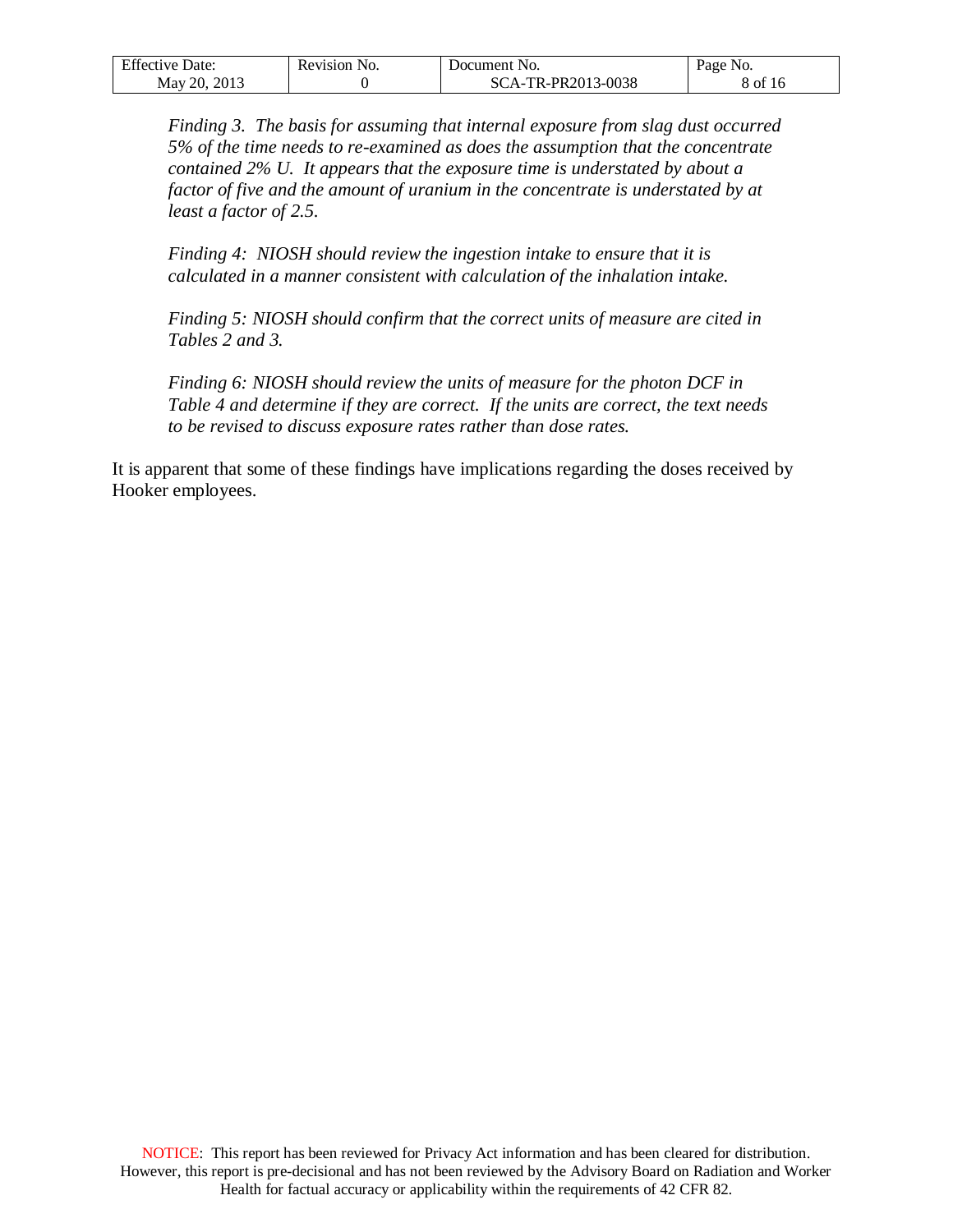*Finding 3. The basis for assuming that internal exposure from slag dust occurred 5% of the time needs to re-examined as does the assumption that the concentrate contained 2% U. It appears that the exposure time is understated by about a factor of five and the amount of uranium in the concentrate is understated by at least a factor of 2.5.*

*Finding 4: NIOSH should review the ingestion intake to ensure that it is calculated in a manner consistent with calculation of the inhalation intake.*

*Finding 5: NIOSH should confirm that the correct units of measure are cited in Tables 2 and 3.*

*Finding 6: NIOSH should review the units of measure for the photon DCF in Table 4 and determine if they are correct. If the units are correct, the text needs to be revised to discuss exposure rates rather than dose rates.*

It is apparent that some of these findings have implications regarding the doses received by Hooker employees.

NOTICE: This report has been reviewed for Privacy Act information and has been cleared for distribution. However, this report is pre-decisional and has not been reviewed by the Advisory Board on Radiation and Worker Health for factual accuracy or applicability within the requirements of 42 CFR 82.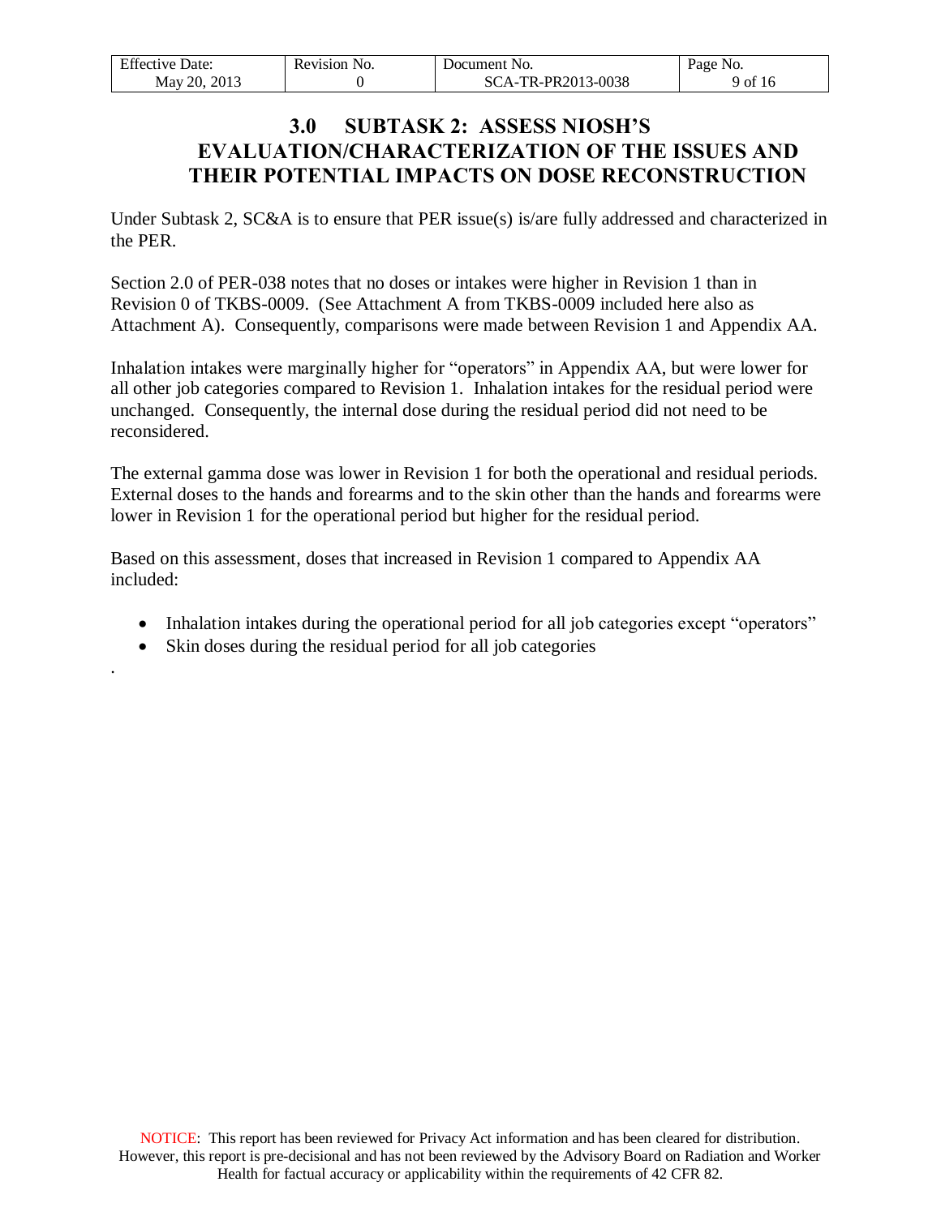# 3.0 SUBTASK 2: ASSESS NIOSH'S EVALUATION/CHARACTERIZATION OF THE ISSUES AND THEIR POTENTIAL IMPACTS ON DOSE RECONSTRUCTION

Under Subtask 2, SC&A is to ensure that PER issue(s) is/are fully addressed and characterized in the PER.

Section 2.0 of PER-038 notes that no doses or intakes were higher in Revision 1 than in Revision 0 of TKBS-0009. (See Attachment A from TKBS-0009 included here also as Attachment A). Consequently, comparisons were made between Revision 1 and Appendix AA.

Inhalation intakes were marginally higher for "operators" in Appendix AA, but were lower for all other job categories compared to Revision 1. Inhalation intakes for the residual period were unchanged. Consequently, the internal dose during the residual period did not need to be reconsidered.

The external gamma dose was lower in Revision 1 for both the operational and residual periods. External doses to the hands and forearms and to the skin other than the hands and forearms were lower in Revision 1 for the operational period but higher for the residual period.

Based on this assessment, doses that increased in Revision 1 compared to Appendix AA included:

- Inhalation intakes during the operational period for all job categories except "operators"
- Skin doses during the residual period for all job categories

.

NOTICE: This report has been reviewed for Privacy Act information and has been cleared for distribution. However, this report is pre-decisional and has not been reviewed by the Advisory Board on Radiation and Worker Health for factual accuracy or applicability within the requirements of 42 CFR 82.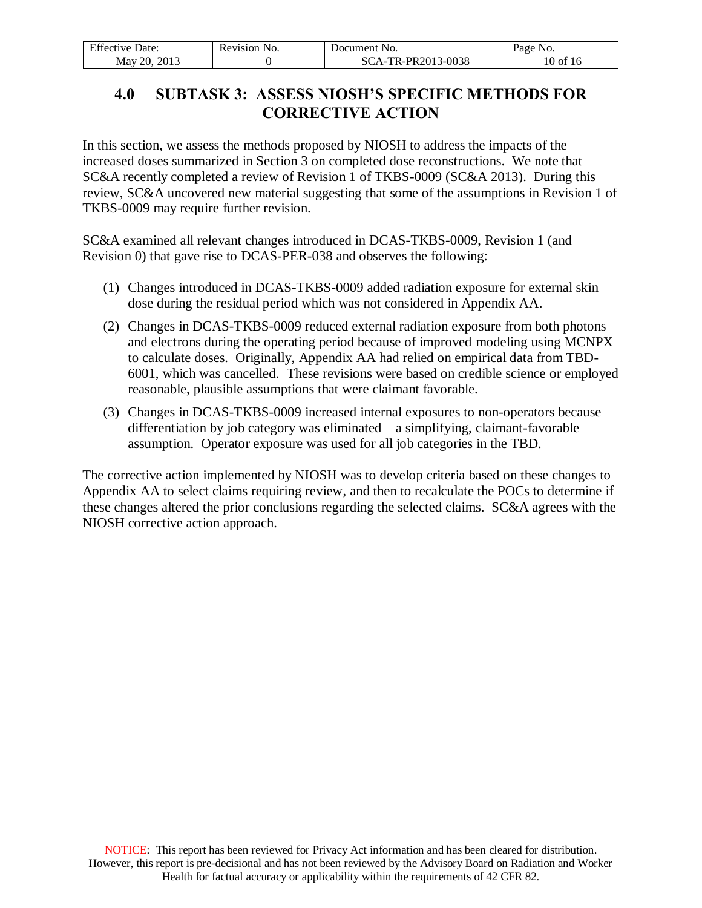# 4.0 SUBTASK 3: ASSESS NIOSH'S SPECIFIC METHODS FOR CORRECTIVE ACTION

In this section, we assess the methods proposed by NIOSH to address the impacts of the increased doses summarized in Section 3 on completed dose reconstructions. We note that SC&A recently completed a review of Revision 1 of TKBS-0009 (SC&A 2013). During this review, SC&A uncovered new material suggesting that some of the assumptions in Revision 1 of TKBS-0009 may require further revision.

SC&A examined all relevant changes introduced in DCAS-TKBS-0009, Revision 1 (and Revision 0) that gave rise to DCAS-PER-038 and observes the following:

(1) Changes introduced in DCAS-TKBS-0009 added radiation exposure for external skin dose during the residual period which was not considered in Appendix AA.

(2) Changes in DCAS-TKBS-0009 reduced external radiation exposure from both photons and electrons during the operating period because of improved modeling using MCNPX to calculate doses. Originally, Appendix AA had relied on empirical data from TBD-6001, which was cancelled. These revisions were based on credible science or employed reasonable, plausible assumptions that were claimant favorable.

(3) Changes in DCAS-TKBS-0009 increased internal exposures to non-operators because differentiation by job category was eliminated—a simplifying, claimant-favorable assumption. Operator exposure was used for all job categories in the TBD.

The corrective action implemented by NIOSH was to develop criteria based on these changes to Appendix AA to select claims requiring review, and then to recalculate the POCs to determine if these changes altered the prior conclusions regarding the selected claims. SC&A agrees with the NIOSH corrective action approach.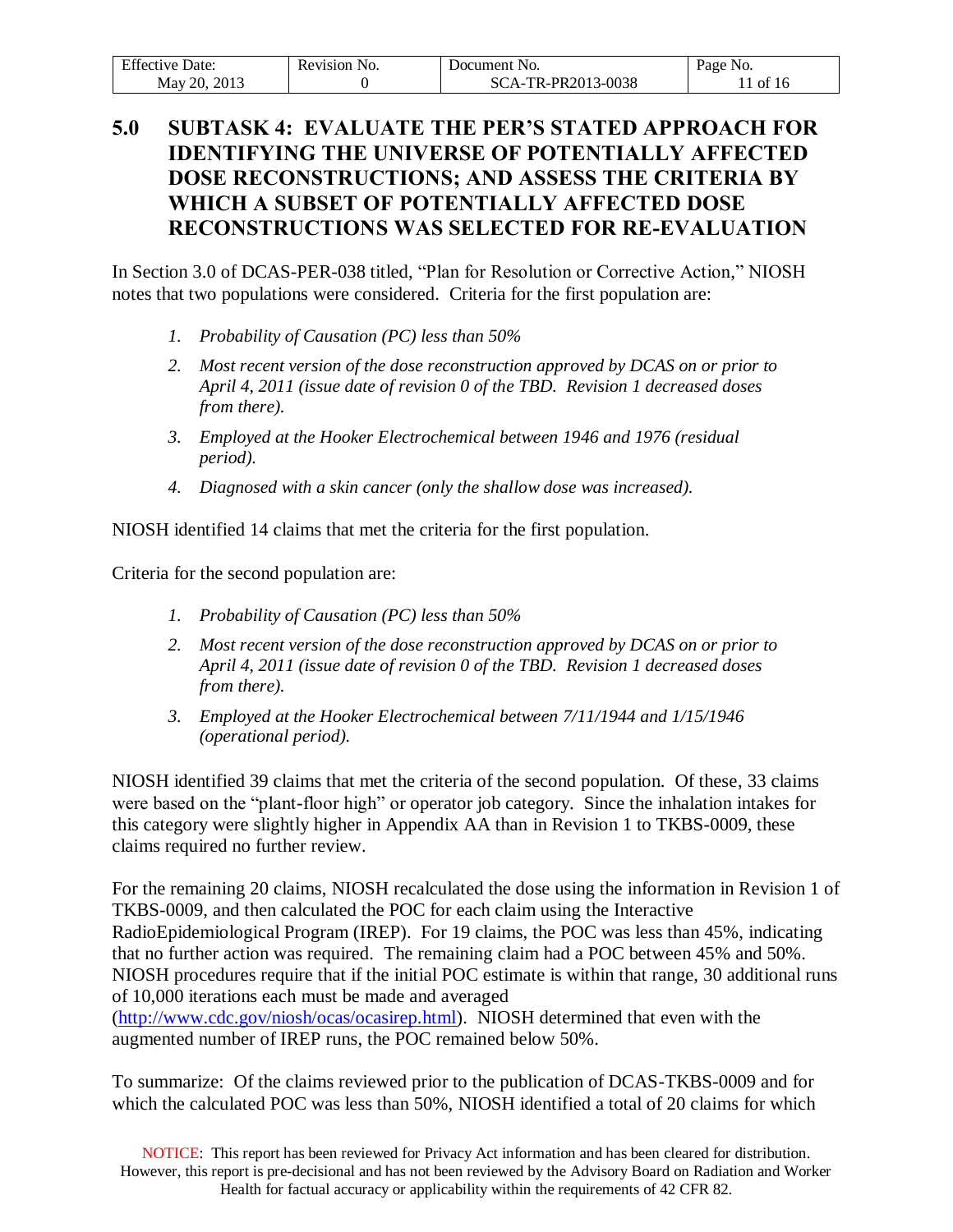## 5.0 SUBTASK 4: EVALUATE THE PER'S STATED APPROACH FOR IDENTIFYING THE UNIVERSE OF POTENTIALLY AFFECTED DOSE RECONSTRUCTIONS; AND ASSESS THE CRITERIA BY WHICH A SUBSET OF POTENTIALLY AFFECTED DOSE RECONSTRUCTIONS WAS SELECTED FOR RE-EVALUATION

In Section 3.0 of DCAS-PER-038 titled, "Plan for Resolution or Corrective Action," NIOSH notes that two populations were considered. Criteria for the first population are:

1. *Probability of Causation (PC) less than 50%*
2. *Most recent version of the dose reconstruction approved by DCAS on or prior to April 4, 2011 (issue date of revision 0 of the TBD. Revision 1 decreased doses from there).*
3. *Employed at the Hooker Electrochemical between 1946 and 1976 (residual period).*
4. *Diagnosed with a skin cancer (only the shallow dose was increased).*

NIOSH identified 14 claims that met the criteria for the first population.

Criteria for the second population are:

1. *Probability of Causation (PC) less than 50%*
2. *Most recent version of the dose reconstruction approved by DCAS on or prior to April 4, 2011 (issue date of revision 0 of the TBD. Revision 1 decreased doses from there).*
3. *Employed at the Hooker Electrochemical between 7/11/1944 and 1/15/1946 (operational period).*

NIOSH identified 39 claims that met the criteria of the second population. Of these, 33 claims were based on the "plant-floor high" or operator job category. Since the inhalation intakes for this category were slightly higher in Appendix AA than in Revision 1 to TKBS-0009, these claims required no further review.

For the remaining 20 claims, NIOSH recalculated the dose using the information in Revision 1 of TKBS-0009, and then calculated the POC for each claim using the Interactive RadioEpidemiological Program (IREP). For 19 claims, the POC was less than 45%, indicating that no further action was required. The remaining claim had a POC between 45% and 50%. NIOSH procedures require that if the initial POC estimate is within that range, 30 additional runs of 10,000 iterations each must be made and averaged (http://www.cdc.gov/niosh/ocas/ocasirep.html). NIOSH determined that even with the augmented number of IREP runs, the POC remained below 50%.

To summarize: Of the claims reviewed prior to the publication of DCAS-TKBS-0009 and for which the calculated POC was less than 50%, NIOSH identified a total of 20 claims for which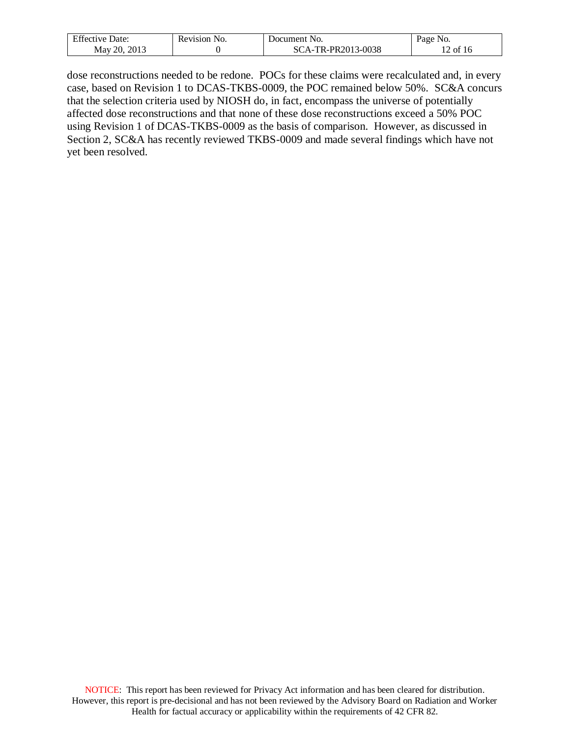dose reconstructions needed to be redone. POCs for these claims were recalculated and, in every case, based on Revision 1 to DCAS-TKBS-0009, the POC remained below 50%. SC&A concurs that the selection criteria used by NIOSH do, in fact, encompass the universe of potentially affected dose reconstructions and that none of these dose reconstructions exceed a 50% POC using Revision 1 of DCAS-TKBS-0009 as the basis of comparison. However, as discussed in Section 2, SC&A has recently reviewed TKBS-0009 and made several findings which have not yet been resolved.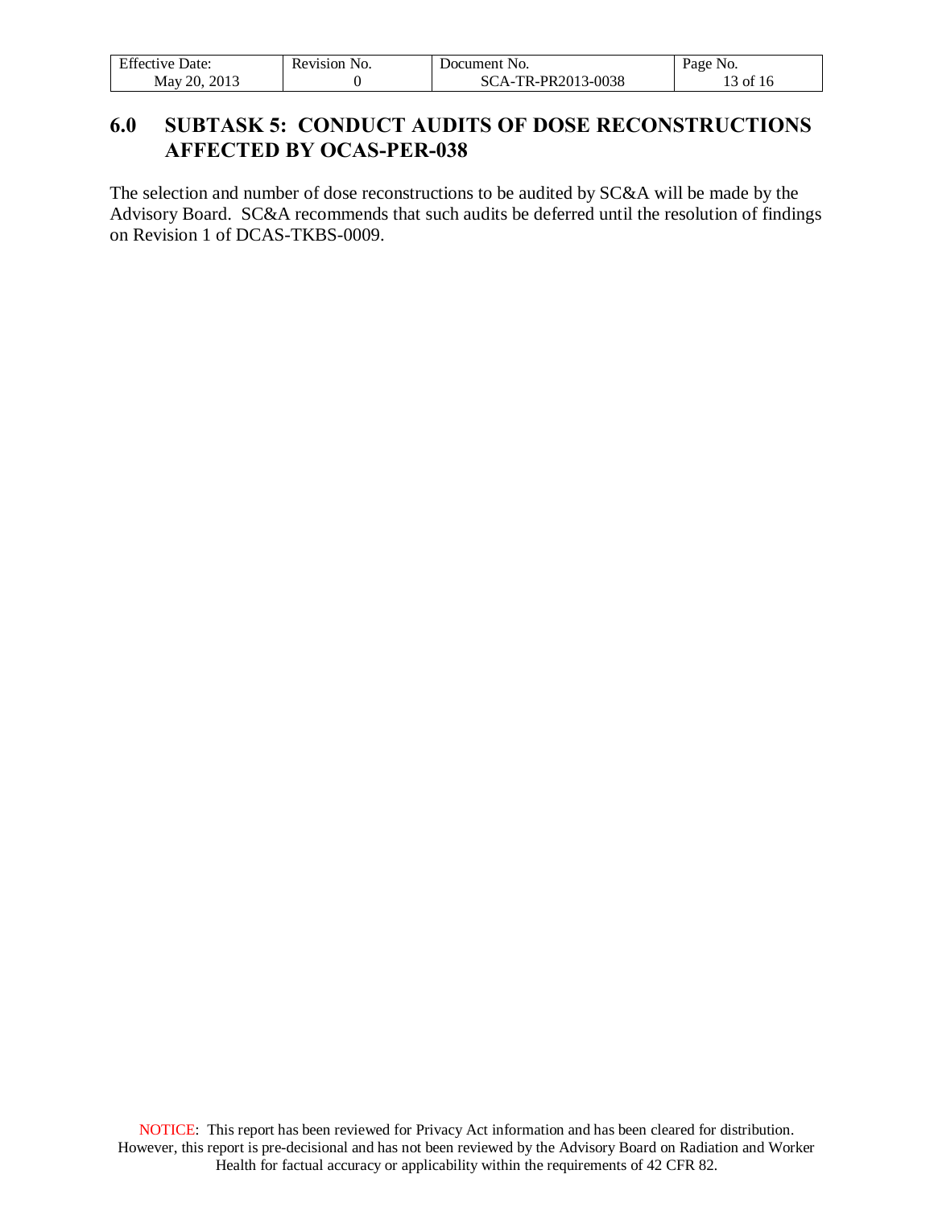## 6.0 SUBTASK 5: CONDUCT AUDITS OF DOSE RECONSTRUCTIONS AFFECTED BY OCAS-PER-038

The selection and number of dose reconstructions to be audited by SC&A will be made by the Advisory Board. SC&A recommends that such audits be deferred until the resolution of findings on Revision 1 of DCAS-TKBS-0009.

NOTICE: This report has been reviewed for Privacy Act information and has been cleared for distribution. However, this report is pre-decisional and has not been reviewed by the Advisory Board on Radiation and Worker Health for factual accuracy or applicability within the requirements of 42 CFR 82.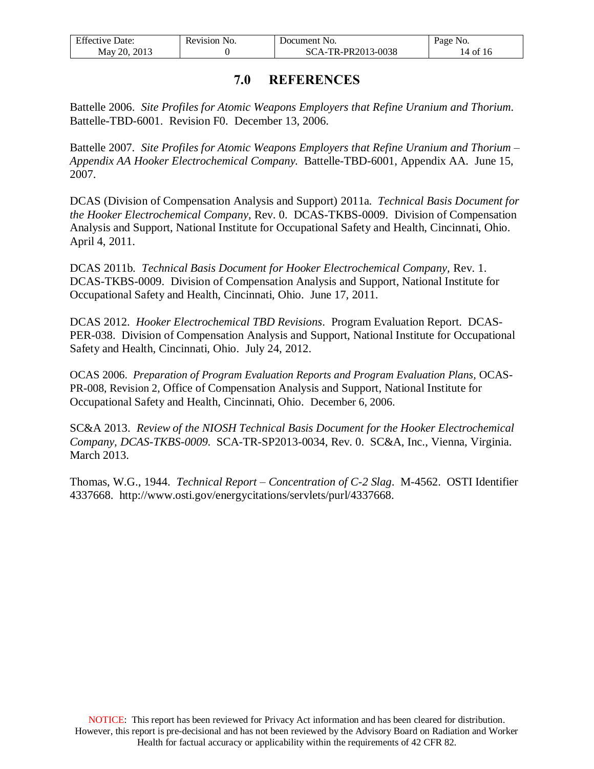# 7.0 REFERENCES

Battelle 2006. *Site Profiles for Atomic Weapons Employers that Refine Uranium and Thorium.* Battelle-TBD-6001. Revision F0. December 13, 2006.

Battelle 2007. *Site Profiles for Atomic Weapons Employers that Refine Uranium and Thorium – Appendix AA Hooker Electrochemical Company.* Battelle-TBD-6001, Appendix AA. June 15, 2007.

DCAS (Division of Compensation Analysis and Support) 2011a. *Technical Basis Document for the Hooker Electrochemical Company*, Rev. 0. DCAS-TKBS-0009. Division of Compensation Analysis and Support, National Institute for Occupational Safety and Health, Cincinnati, Ohio. April 4, 2011.

DCAS 2011b. *Technical Basis Document for Hooker Electrochemical Company,* Rev. 1. DCAS-TKBS-0009. Division of Compensation Analysis and Support, National Institute for Occupational Safety and Health, Cincinnati, Ohio. June 17, 2011.

DCAS 2012. *Hooker Electrochemical TBD Revisions*. Program Evaluation Report. DCAS-PER-038. Division of Compensation Analysis and Support, National Institute for Occupational Safety and Health, Cincinnati, Ohio. July 24, 2012.

OCAS 2006. *Preparation of Program Evaluation Reports and Program Evaluation Plans,* OCAS-PR-008, Revision 2, Office of Compensation Analysis and Support, National Institute for Occupational Safety and Health, Cincinnati, Ohio. December 6, 2006.

SC&A 2013. *Review of the NIOSH Technical Basis Document for the Hooker Electrochemical Company, DCAS-TKBS-0009.* SCA-TR-SP2013-0034, Rev. 0. SC&A, Inc., Vienna, Virginia. March 2013.

Thomas, W.G., 1944. *Technical Report – Concentration of C-2 Slag*. M-4562. OSTI Identifier 4337668. http://www.osti.gov/energycitations/servlets/purl/4337668.

NOTICE: This report has been reviewed for Privacy Act information and has been cleared for distribution. However, this report is pre-decisional and has not been reviewed by the Advisory Board on Radiation and Worker Health for factual accuracy or applicability within the requirements of 42 CFR 82.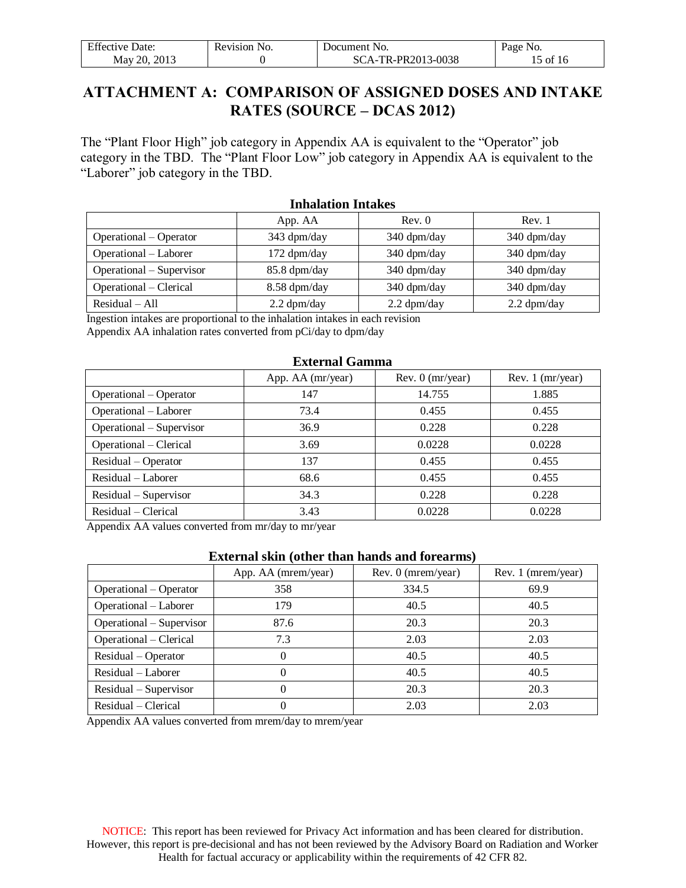# ATTACHMENT A: COMPARISON OF ASSIGNED DOSES AND INTAKE RATES (SOURCE – DCAS 2012)

The "Plant Floor High" job category in Appendix AA is equivalent to the "Operator" job category in the TBD. The "Plant Floor Low" job category in Appendix AA is equivalent to the "Laborer" job category in the TBD.

**Inhalation Intakes**

| | App. AA | Rev. 0 | Rev. 1 |
|---|---|---|---|
| Operational – Operator | 343 dpm/day | 340 dpm/day | 340 dpm/day |
| Operational – Laborer | 172 dpm/day | 340 dpm/day | 340 dpm/day |
| Operational – Supervisor | 85.8 dpm/day | 340 dpm/day | 340 dpm/day |
| Operational – Clerical | 8.58 dpm/day | 340 dpm/day | 340 dpm/day |
| Residual – All | 2.2 dpm/day | 2.2 dpm/day | 2.2 dpm/day |

Ingestion intakes are proportional to the inhalation intakes in each revision
Appendix AA inhalation rates converted from pCi/day to dpm/day

**External Gamma**

| | App. AA (mr/year) | Rev. 0 (mr/year) | Rev. 1 (mr/year) |
|---|---|---|---|
| Operational – Operator | 147 | 14.755 | 1.885 |
| Operational – Laborer | 73.4 | 0.455 | 0.455 |
| Operational – Supervisor | 36.9 | 0.228 | 0.228 |
| Operational – Clerical | 3.69 | 0.0228 | 0.0228 |
| Residual – Operator | 137 | 0.455 | 0.455 |
| Residual – Laborer | 68.6 | 0.455 | 0.455 |
| Residual – Supervisor | 34.3 | 0.228 | 0.228 |
| Residual – Clerical | 3.43 | 0.0228 | 0.0228 |

Appendix AA values converted from mr/day to mr/year

**External skin (other than hands and forearms)**

| | App. AA (mrem/year) | Rev. 0 (mrem/year) | Rev. 1 (mrem/year) |
|---|---|---|---|
| Operational – Operator | 358 | 334.5 | 69.9 |
| Operational – Laborer | 179 | 40.5 | 40.5 |
| Operational – Supervisor | 87.6 | 20.3 | 20.3 |
| Operational – Clerical | 7.3 | 2.03 | 2.03 |
| Residual – Operator | 0 | 40.5 | 40.5 |
| Residual – Laborer | 0 | 40.5 | 40.5 |
| Residual – Supervisor | 0 | 20.3 | 20.3 |
| Residual – Clerical | 0 | 2.03 | 2.03 |

Appendix AA values converted from mrem/day to mrem/year

NOTICE: This report has been reviewed for Privacy Act information and has been cleared for distribution. However, this report is pre-decisional and has not been reviewed by the Advisory Board on Radiation and Worker Health for factual accuracy or applicability within the requirements of 42 CFR 82.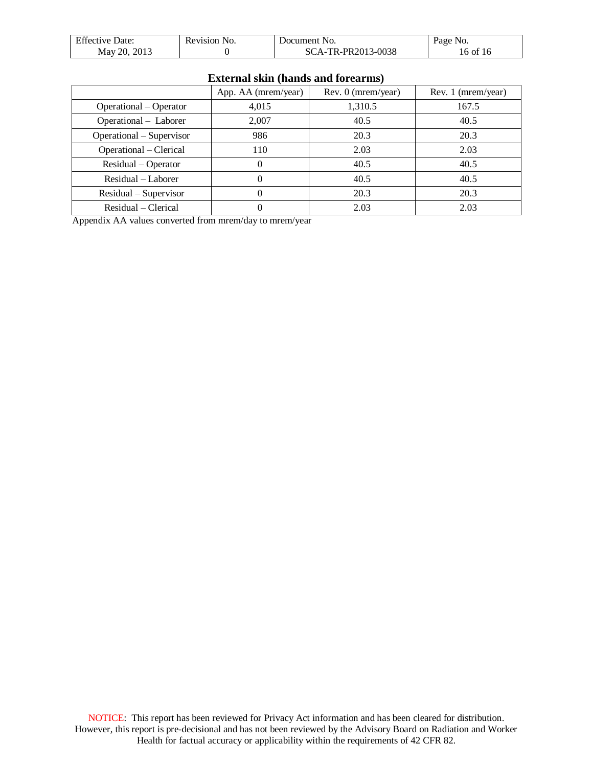**External skin (hands and forearms)**

| | App. AA (mrem/year) | Rev. 0 (mrem/year) | Rev. 1 (mrem/year) |
|---|---|---|---|
| Operational – Operator | 4,015 | 1,310.5 | 167.5 |
| Operational – Laborer | 2,007 | 40.5 | 40.5 |
| Operational – Supervisor | 986 | 20.3 | 20.3 |
| Operational – Clerical | 110 | 2.03 | 2.03 |
| Residual – Operator | 0 | 40.5 | 40.5 |
| Residual – Laborer | 0 | 40.5 | 40.5 |
| Residual – Supervisor | 0 | 20.3 | 20.3 |
| Residual – Clerical | 0 | 2.03 | 2.03 |

Appendix AA values converted from mrem/day to mrem/year

NOTICE: This report has been reviewed for Privacy Act information and has been cleared for distribution. However, this report is pre-decisional and has not been reviewed by the Advisory Board on Radiation and Worker Health for factual accuracy or applicability within the requirements of 42 CFR 82.